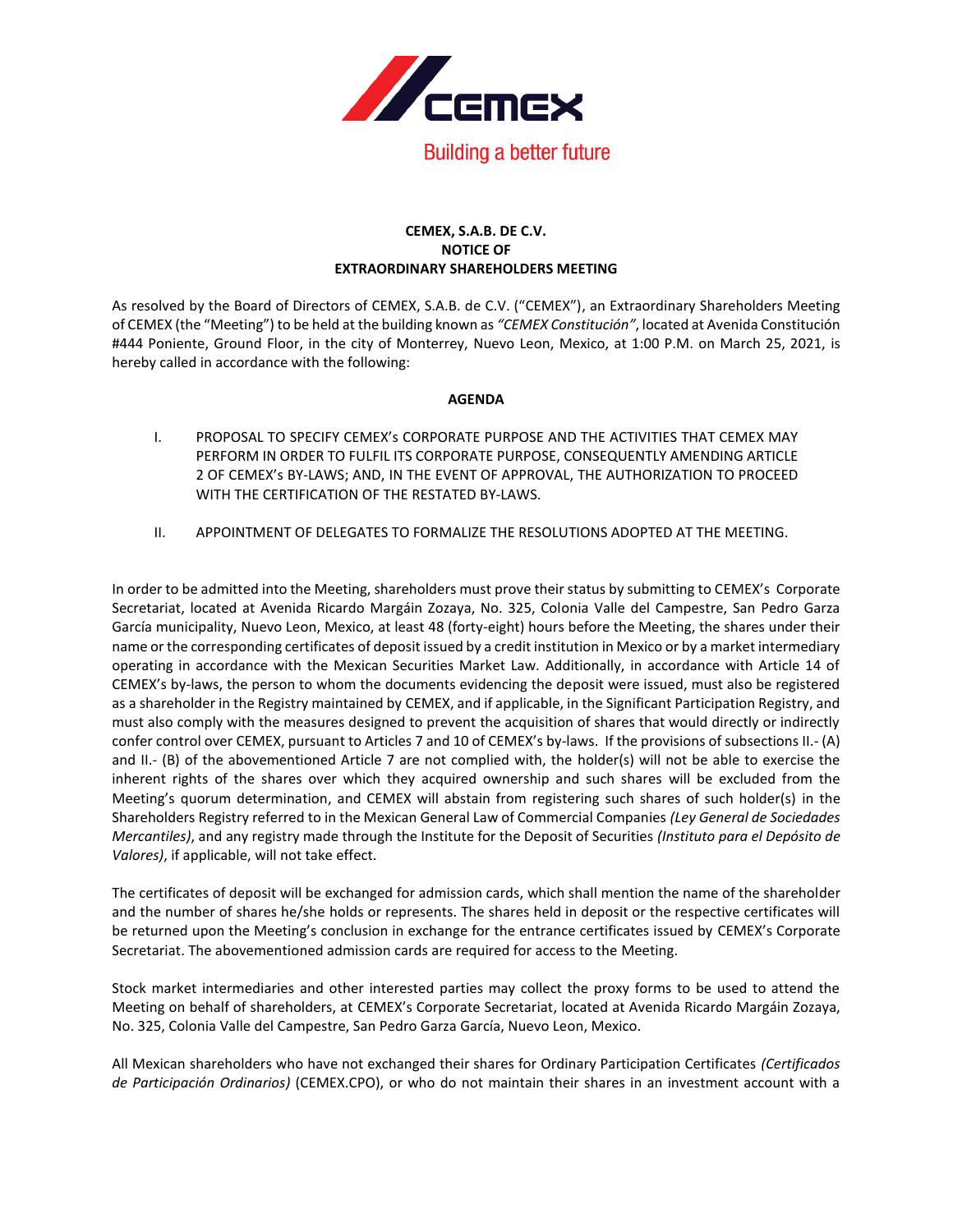Building a better future

**CEMEX, S.A.B. DE C.V.**
**NOTICE OF**
**EXTRAORDINARY SHAREHOLDERS MEETING**

As resolved by the Board of Directors of CEMEX, S.A.B. de C.V. ("CEMEX"), an Extraordinary Shareholders Meeting of CEMEX (the "Meeting") to be held at the building known as *"CEMEX Constitución"*, located at Avenida Constitución #444 Poniente, Ground Floor, in the city of Monterrey, Nuevo Leon, Mexico, at 1:00 P.M. on March 25, 2021, is hereby called in accordance with the following:

**AGENDA**

I. PROPOSAL TO SPECIFY CEMEX's CORPORATE PURPOSE AND THE ACTIVITIES THAT CEMEX MAY PERFORM IN ORDER TO FULFIL ITS CORPORATE PURPOSE, CONSEQUENTLY AMENDING ARTICLE 2 OF CEMEX's BY-LAWS; AND, IN THE EVENT OF APPROVAL, THE AUTHORIZATION TO PROCEED WITH THE CERTIFICATION OF THE RESTATED BY-LAWS.

II. APPOINTMENT OF DELEGATES TO FORMALIZE THE RESOLUTIONS ADOPTED AT THE MEETING.

In order to be admitted into the Meeting, shareholders must prove their status by submitting to CEMEX's Corporate Secretariat, located at Avenida Ricardo Margáin Zozaya, No. 325, Colonia Valle del Campestre, San Pedro Garza García municipality, Nuevo Leon, Mexico, at least 48 (forty-eight) hours before the Meeting, the shares under their name or the corresponding certificates of deposit issued by a credit institution in Mexico or by a market intermediary operating in accordance with the Mexican Securities Market Law. Additionally, in accordance with Article 14 of CEMEX's by-laws, the person to whom the documents evidencing the deposit were issued, must also be registered as a shareholder in the Registry maintained by CEMEX, and if applicable, in the Significant Participation Registry, and must also comply with the measures designed to prevent the acquisition of shares that would directly or indirectly confer control over CEMEX, pursuant to Articles 7 and 10 of CEMEX's by-laws. If the provisions of subsections II.- (A) and II.- (B) of the abovementioned Article 7 are not complied with, the holder(s) will not be able to exercise the inherent rights of the shares over which they acquired ownership and such shares will be excluded from the Meeting's quorum determination, and CEMEX will abstain from registering such shares of such holder(s) in the Shareholders Registry referred to in the Mexican General Law of Commercial Companies *(Ley General de Sociedades Mercantiles)*, and any registry made through the Institute for the Deposit of Securities *(Instituto para el Depósito de Valores)*, if applicable, will not take effect.

The certificates of deposit will be exchanged for admission cards, which shall mention the name of the shareholder and the number of shares he/she holds or represents. The shares held in deposit or the respective certificates will be returned upon the Meeting's conclusion in exchange for the entrance certificates issued by CEMEX's Corporate Secretariat. The abovementioned admission cards are required for access to the Meeting.

Stock market intermediaries and other interested parties may collect the proxy forms to be used to attend the Meeting on behalf of shareholders, at CEMEX's Corporate Secretariat, located at Avenida Ricardo Margáin Zozaya, No. 325, Colonia Valle del Campestre, San Pedro Garza García, Nuevo Leon, Mexico.

All Mexican shareholders who have not exchanged their shares for Ordinary Participation Certificates *(Certificados de Participación Ordinarios)* (CEMEX.CPO), or who do not maintain their shares in an investment account with a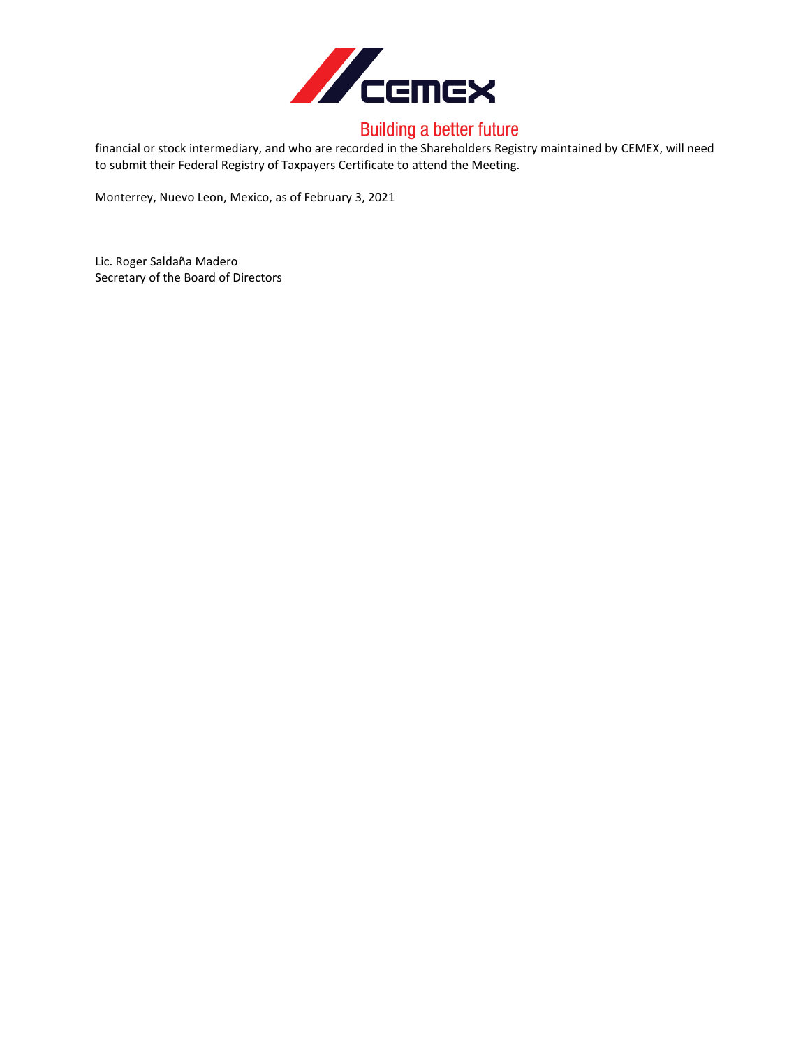financial or stock intermediary, and who are recorded in the Shareholders Registry maintained by CEMEX, will need to submit their Federal Registry of Taxpayers Certificate to attend the Meeting.

Monterrey, Nuevo Leon, Mexico, as of February 3, 2021

Lic. Roger Saldaña Madero
Secretary of the Board of Directors